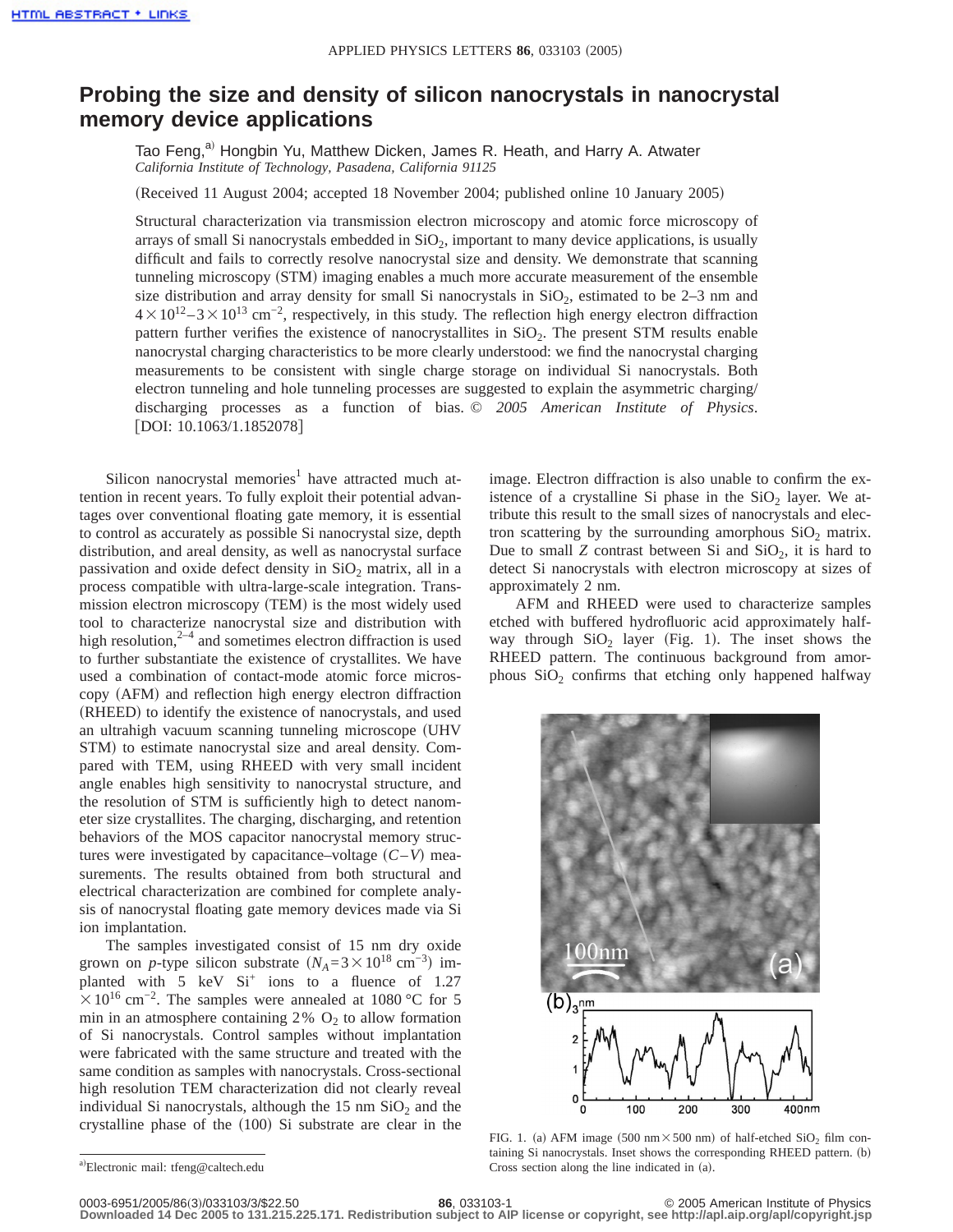# Probing the size and density of silicon nanocrystals in nanocrystal memory device applications

Tao Feng,[a] Hongbin Yu, Matthew Dicken, James R. Heath, and Harry A. Atwater
*California Institute of Technology, Pasadena, California 91125*

(Received 11 August 2004; accepted 18 November 2004; published online 10 January 2005)

Structural characterization via transmission electron microscopy and atomic force microscopy of arrays of small Si nanocrystals embedded in $SiO_2$, important to many device applications, is usually difficult and fails to correctly resolve nanocrystal size and density. We demonstrate that scanning tunneling microscopy (STM) imaging enables a much more accurate measurement of the ensemble size distribution and array density for small Si nanocrystals in $SiO_2$, estimated to be 2–3 nm and $4 \times 10^{12}$–$3 \times 10^{13}$ $cm^{-2}$, respectively, in this study. The reflection high energy electron diffraction pattern further verifies the existence of nanocrystallites in $SiO_2$. The present STM results enable nanocrystal charging characteristics to be more clearly understood: we find the nanocrystal charging measurements to be consistent with single charge storage on individual Si nanocrystals. Both electron tunneling and hole tunneling processes are suggested to explain the asymmetric charging/discharging processes as a function of bias. © *2005 American Institute of Physics*. [DOI: 10.1063/1.1852078]

Silicon nanocrystal memories[1] have attracted much attention in recent years. To fully exploit their potential advantages over conventional floating gate memory, it is essential to control as accurately as possible Si nanocrystal size, depth distribution, and areal density, as well as nanocrystal surface passivation and oxide defect density in $SiO_2$ matrix, all in a process compatible with ultra-large-scale integration. Transmission electron microscopy (TEM) is the most widely used tool to characterize nanocrystal size and distribution with high resolution,[2–4] and sometimes electron diffraction is used to further substantiate the existence of crystallites. We have used a combination of contact-mode atomic force microscopy (AFM) and reflection high energy electron diffraction (RHEED) to identify the existence of nanocrystals, and used an ultrahigh vacuum scanning tunneling microscope (UHV STM) to estimate nanocrystal size and areal density. Compared with TEM, using RHEED with very small incident angle enables high sensitivity to nanocrystal structure, and the resolution of STM is sufficiently high to detect nanometer size crystallites. The charging, discharging, and retention behaviors of the MOS capacitor nanocrystal memory structures were investigated by capacitance–voltage ($C$–$V$) measurements. The results obtained from both structural and electrical characterization are combined for complete analysis of nanocrystal floating gate memory devices made via Si ion implantation.

The samples investigated consist of 15 nm dry oxide grown on $p$-type silicon substrate ($N_A = 3 \times 10^{18}$ $cm^{-3}$) implanted with 5 keV $Si^+$ ions to a fluence of $1.27 \times 10^{16}$ $cm^{-2}$. The samples were annealed at 1080 °C for 5 min in an atmosphere containing 2% $O_2$ to allow formation of Si nanocrystals. Control samples without implantation were fabricated with the same structure and treated with the same condition as samples with nanocrystals. Cross-sectional high resolution TEM characterization did not clearly reveal individual Si nanocrystals, although the 15 nm $SiO_2$ and the crystalline phase of the (100) Si substrate are clear in the image. Electron diffraction is also unable to confirm the existence of a crystalline Si phase in the $SiO_2$ layer. We attribute this result to the small sizes of nanocrystals and electron scattering by the surrounding amorphous $SiO_2$ matrix. Due to small $Z$ contrast between Si and $SiO_2$, it is hard to detect Si nanocrystals with electron microscopy at sizes of approximately 2 nm.

AFM and RHEED were used to characterize samples etched with buffered hydrofluoric acid approximately halfway through $SiO_2$ layer (Fig. 1). The inset shows the RHEED pattern. The continuous background from amorphous $SiO_2$ confirms that etching only happened halfway

FIG. 1. (a) AFM image (500 nm × 500 nm) of half-etched $SiO_2$ film containing Si nanocrystals. Inset shows the corresponding RHEED pattern. (b) Cross section along the line indicated in (a).

[a]Electronic mail: tfeng@caltech.edu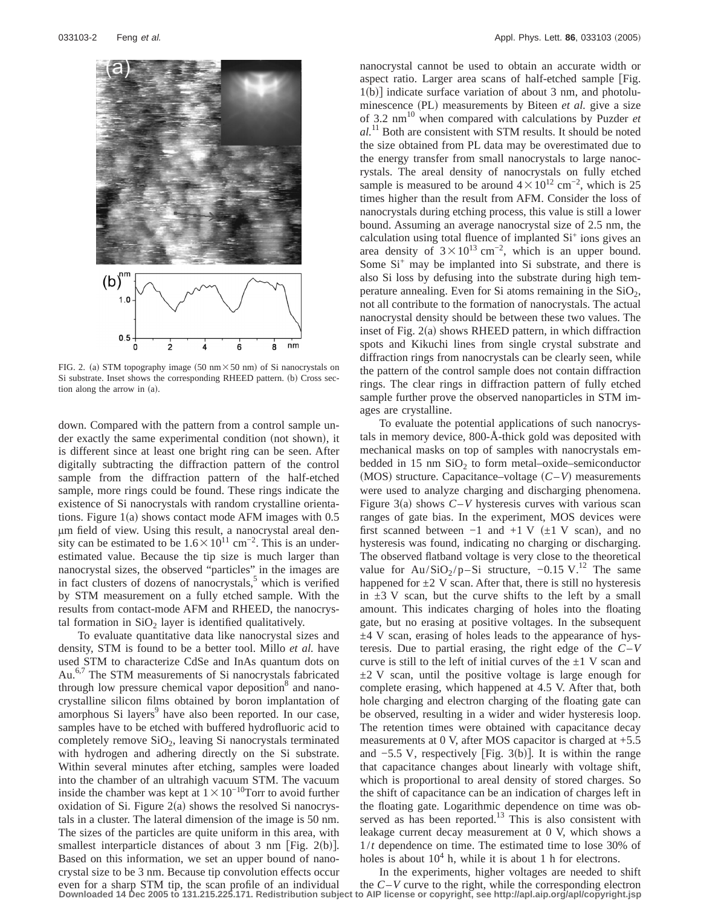FIG. 2. (a) STM topography image (50 nm×50 nm) of Si nanocrystals on Si substrate. Inset shows the corresponding RHEED pattern. (b) Cross section along the arrow in (a).

down. Compared with the pattern from a control sample under exactly the same experimental condition (not shown), it is different since at least one bright ring can be seen. After digitally subtracting the diffraction pattern of the control sample from the diffraction pattern of the half-etched sample, more rings could be found. These rings indicate the existence of Si nanocrystals with random crystalline orientations. Figure 1(a) shows contact mode AFM images with 0.5 μm field of view. Using this result, a nanocrystal areal density can be estimated to be $1.6\times10^{11}$ cm$^{-2}$. This is an underestimated value. Because the tip size is much larger than nanocrystal sizes, the observed "particles" in the images are in fact clusters of dozens of nanocrystals,[5] which is verified by STM measurement on a fully etched sample. With the results from contact-mode AFM and RHEED, the nanocrystal formation in $SiO_2$ layer is identified qualitatively.

To evaluate quantitative data like nanocrystal sizes and density, STM is found to be a better tool. Millo *et al.* have used STM to characterize CdSe and InAs quantum dots on Au.[6,7] The STM measurements of Si nanocrystals fabricated through low pressure chemical vapor deposition[8] and nanocrystalline silicon films obtained by boron implantation of amorphous Si layers[9] have also been reported. In our case, samples have to be etched with buffered hydrofluoric acid to completely remove $SiO_2$, leaving Si nanocrystals terminated with hydrogen and adhering directly on the Si substrate. Within several minutes after etching, samples were loaded into the chamber of an ultrahigh vacuum STM. The vacuum inside the chamber was kept at $1\times10^{-10}$Torr to avoid further oxidation of Si. Figure 2(a) shows the resolved Si nanocrystals in a cluster. The lateral dimension of the image is 50 nm. The sizes of the particles are quite uniform in this area, with smallest interparticle distances of about 3 nm [Fig. 2(b)]. Based on this information, we set an upper bound of nanocrystal size to be 3 nm. Because tip convolution effects occur even for a sharp STM tip, the scan profile of an individual nanocrystal cannot be used to obtain an accurate width or aspect ratio. Larger area scans of half-etched sample [Fig. 1(b)] indicate surface variation of about 3 nm, and photoluminescence (PL) measurements by Biteen *et al.* give a size of 3.2 nm[10] when compared with calculations by Puzder *et al.*[11] Both are consistent with STM results. It should be noted the size obtained from PL data may be overestimated due to the energy transfer from small nanocrystals to large nanocrystals. The areal density of nanocrystals on fully etched sample is measured to be around $4\times10^{12}$ cm$^{-2}$, which is 25 times higher than the result from AFM. Consider the loss of nanocrystals during etching process, this value is still a lower bound. Assuming an average nanocrystal size of 2.5 nm, the calculation using total fluence of implanted $Si^+$ ions gives an area density of $3\times10^{13}$ cm$^{-2}$, which is an upper bound. Some $Si^+$ may be implanted into Si substrate, and there is also Si loss by defusing into the substrate during high temperature annealing. Even for Si atoms remaining in the $SiO_2$, not all contribute to the formation of nanocrystals. The actual nanocrystal density should be between these two values. The inset of Fig. 2(a) shows RHEED pattern, in which diffraction spots and Kikuchi lines from single crystal substrate and diffraction rings from nanocrystals can be clearly seen, while the pattern of the control sample does not contain diffraction rings. The clear rings in diffraction pattern of fully etched sample further prove the observed nanoparticles in STM images are crystalline.

To evaluate the potential applications of such nanocrystals in memory device, 800-Å-thick gold was deposited with mechanical masks on top of samples with nanocrystals embedded in 15 nm $SiO_2$ to form metal–oxide–semiconductor (MOS) structure. Capacitance–voltage ($C$–$V$) measurements were used to analyze charging and discharging phenomena. Figure 3(a) shows $C$–$V$ hysteresis curves with various scan ranges of gate bias. In the experiment, MOS devices were first scanned between −1 and +1 V (±1 V scan), and no hysteresis was found, indicating no charging or discharging. The observed flatband voltage is very close to the theoretical value for Au/$SiO_2$/p–Si structure, −0.15 V.[12] The same happened for ±2 V scan. After that, there is still no hysteresis in ±3 V scan, but the curve shifts to the left by a small amount. This indicates charging of holes into the floating gate, but no erasing at positive voltages. In the subsequent ±4 V scan, erasing of holes leads to the appearance of hysteresis. Due to partial erasing, the right edge of the $C$–$V$ curve is still to the left of initial curves of the ±1 V scan and ±2 V scan, until the positive voltage is large enough for complete erasing, which happened at 4.5 V. After that, both hole charging and electron charging of the floating gate can be observed, resulting in a wider and wider hysteresis loop. The retention times were obtained with capacitance decay measurements at 0 V, after MOS capacitor is charged at +5.5 and −5.5 V, respectively [Fig. 3(b)]. It is within the range that capacitance changes about linearly with voltage shift, which is proportional to areal density of stored charges. So the shift of capacitance can be an indication of charges left in the floating gate. Logarithmic dependence on time was observed as has been reported.[13] This is also consistent with leakage current decay measurement at 0 V, which shows a $1/t$ dependence on time. The estimated time to lose 30% of holes is about $10^4$ h, while it is about 1 h for electrons.

In the experiments, higher voltages are needed to shift the $C$–$V$ curve to the right, while the corresponding electron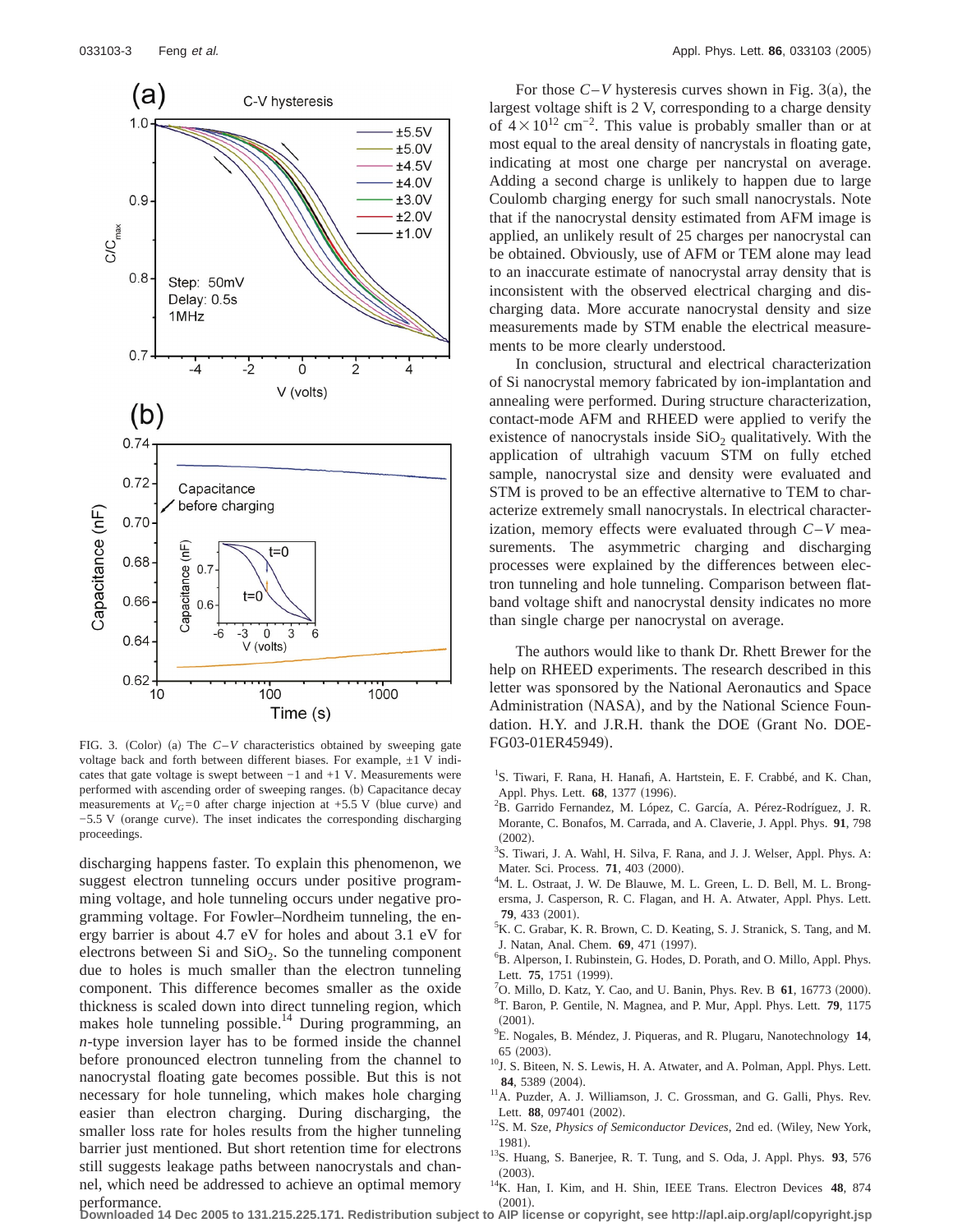(a)

C-V hysteresis

1.0

0.9

0.8

0.7

C/C$_{max}$

±5.5V
±5.0V
±4.5V
±4.0V
±3.0V
±2.0V
±1.0V

Step: 50mV
Delay: 0.5s
1MHz

-4 -2 0 2 4

V (volts)

(b)

0.74
0.72
0.70
0.68
0.66
0.64
0.62

Capacitance (nF)

Capacitance before charging

Capacitance (nF)
0.7
0.6
t=0
t=0
-6 -3 0 3 6
V (volts)

10 100 1000

Time (s)

FIG. 3. (Color) (a) The $C-V$ characteristics obtained by sweeping gate voltage back and forth between different biases. For example, ±1 V indicates that gate voltage is swept between −1 and +1 V. Measurements were performed with ascending order of sweeping ranges. (b) Capacitance decay measurements at $V_G=0$ after charge injection at +5.5 V (blue curve) and −5.5 V (orange curve). The inset indicates the corresponding discharging proceedings.

discharging happens faster. To explain this phenomenon, we suggest electron tunneling occurs under positive programming voltage, and hole tunneling occurs under negative programming voltage. For Fowler–Nordheim tunneling, the energy barrier is about 4.7 eV for holes and about 3.1 eV for electrons between Si and $SiO_2$. So the tunneling component due to holes is much smaller than the electron tunneling component. This difference becomes smaller as the oxide thickness is scaled down into direct tunneling region, which makes hole tunneling possible.[14] During programming, an *n*-type inversion layer has to be formed inside the channel before pronounced electron tunneling from the channel to nanocrystal floating gate becomes possible. But this is not necessary for hole tunneling, which makes hole charging easier than electron charging. During discharging, the smaller loss rate for holes results from the higher tunneling barrier just mentioned. But short retention time for electrons still suggests leakage paths between nanocrystals and channel, which need be addressed to achieve an optimal memory performance.

For those $C-V$ hysteresis curves shown in Fig. 3(a), the largest voltage shift is 2 V, corresponding to a charge density of $4\times10^{12}$ cm$^{-2}$. This value is probably smaller than or at most equal to the areal density of nancrystals in floating gate, indicating at most one charge per nancrystal on average. Adding a second charge is unlikely to happen due to large Coulomb charging energy for such small nanocrystals. Note that if the nanocrystal density estimated from AFM image is applied, an unlikely result of 25 charges per nanocrystal can be obtained. Obviously, use of AFM or TEM alone may lead to an inaccurate estimate of nanocrystal array density that is inconsistent with the observed electrical charging and discharging data. More accurate nanocrystal density and size measurements made by STM enable the electrical measurements to be more clearly understood.

In conclusion, structural and electrical characterization of Si nanocrystal memory fabricated by ion-implantation and annealing were performed. During structure characterization, contact-mode AFM and RHEED were applied to verify the existence of nanocrystals inside $SiO_2$ qualitatively. With the application of ultrahigh vacuum STM on fully etched sample, nanocrystal size and density were evaluated and STM is proved to be an effective alternative to TEM to characterize extremely small nanocrystals. In electrical characterization, memory effects were evaluated through $C-V$ measurements. The asymmetric charging and discharging processes were explained by the differences between electron tunneling and hole tunneling. Comparison between flatband voltage shift and nanocrystal density indicates no more than single charge per nanocrystal on average.

The authors would like to thank Dr. Rhett Brewer for the help on RHEED experiments. The research described in this letter was sponsored by the National Aeronautics and Space Administration (NASA), and by the National Science Foundation. H.Y. and J.R.H. thank the DOE (Grant No. DOE-FG03-01ER45949).

[1] S. Tiwari, F. Rana, H. Hanafi, A. Hartstein, E. F. Crabbé, and K. Chan, Appl. Phys. Lett. **68**, 1377 (1996).
[2] B. Garrido Fernandez, M. López, C. García, A. Pérez-Rodríguez, J. R. Morante, C. Bonafos, M. Carrada, and A. Claverie, J. Appl. Phys. **91**, 798 (2002).
[3] S. Tiwari, J. A. Wahl, H. Silva, F. Rana, and J. J. Welser, Appl. Phys. A: Mater. Sci. Process. **71**, 403 (2000).
[4] M. L. Ostraat, J. W. De Blauwe, M. L. Green, L. D. Bell, M. L. Brongersma, J. Casperson, R. C. Flagan, and H. A. Atwater, Appl. Phys. Lett. **79**, 433 (2001).
[5] K. C. Grabar, R. R. Brown, C. D. Keating, S. J. Stranick, S. Tang, and M. J. Natan, Anal. Chem. **69**, 471 (1997).
[6] B. Alperson, I. Rubinstein, G. Hodes, D. Porath, and O. Millo, Appl. Phys. Lett. **75**, 1751 (1999).
[7] O. Millo, D. Katz, Y. Cao, and U. Banin, Phys. Rev. B **61**, 16773 (2000).
[8] T. Baron, P. Gentile, N. Magnea, and P. Mur, Appl. Phys. Lett. **79**, 1175 (2001).
[9] E. Nogales, B. Méndez, J. Piqueras, and R. Plugaru, Nanotechnology **14**, 65 (2003).
[10] J. S. Biteen, N. S. Lewis, H. A. Atwater, and A. Polman, Appl. Phys. Lett. **84**, 5389 (2004).
[11] A. Puzder, A. J. Williamson, J. C. Grossman, and G. Galli, Phys. Rev. Lett. **88**, 097401 (2002).
[12] S. M. Sze, *Physics of Semiconductor Devices*, 2nd ed. (Wiley, New York, 1981).
[13] S. Huang, S. Banerjee, R. T. Tung, and S. Oda, J. Appl. Phys. **93**, 576 (2003).
[14] K. Han, I. Kim, and H. Shin, IEEE Trans. Electron Devices **48**, 874 (2001).